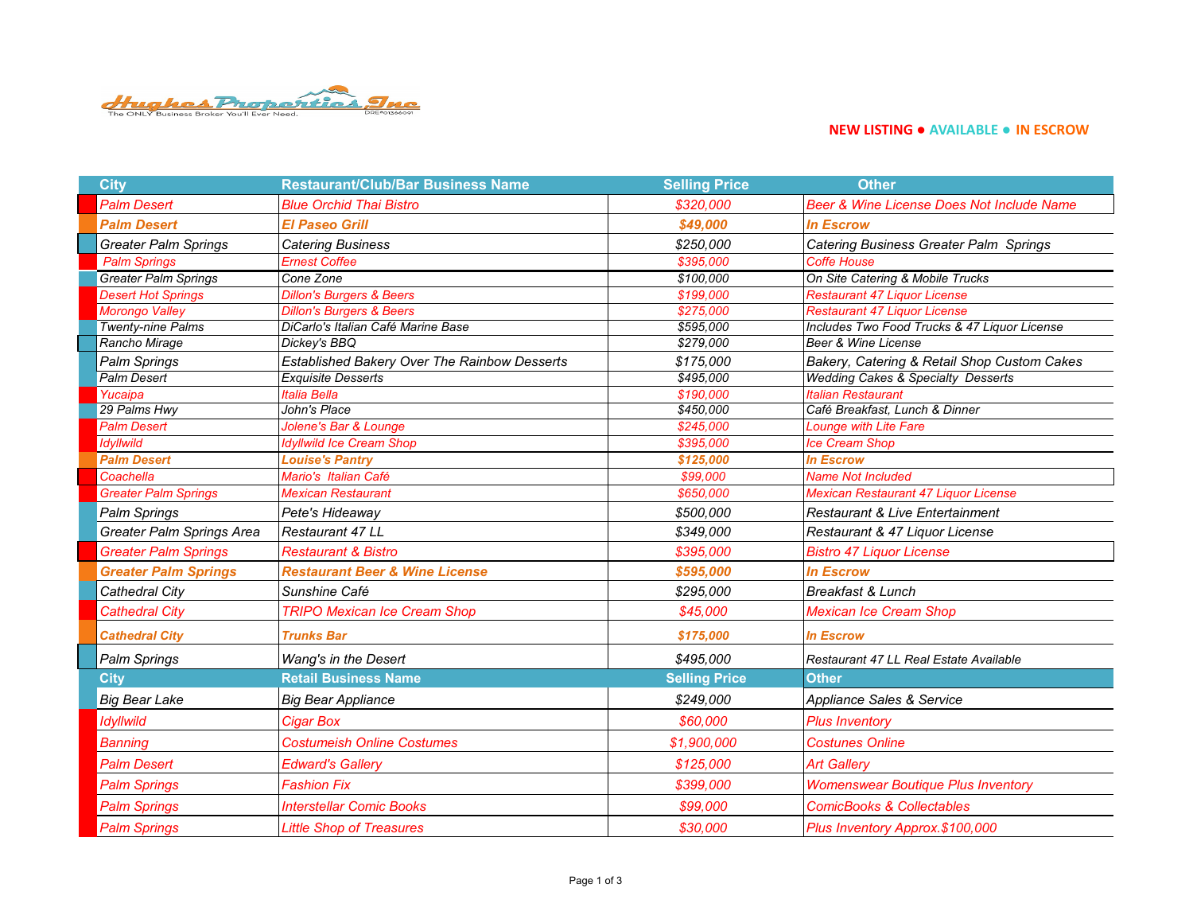NEW LISTING ● AVAILABLE ● IN ESCROW

| City | Restaurant/Club/Bar Business Name | Selling Price | Other |
|---|---|---|---|
| *Palm Desert* | *Blue Orchid Thai Bistro* | *$320,000* | *Beer & Wine License Does Not Include Name* |
| ***Palm Desert*** | ***El Paseo Grill*** | ***$49,000*** | ***In Escrow*** |
| *Greater Palm Springs* | *Catering Business* | *$250,000* | *Catering Business Greater Palm Springs* |
| *Palm Springs* | *Ernest Coffee* | *$395,000* | *Coffe House* |
| *Greater Palm Springs* | *Cone Zone* | *$100,000* | *On Site Catering & Mobile Trucks* |
| *Desert Hot Springs* | *Dillon's Burgers & Beers* | *$199,000* | *Restaurant 47 Liquor License* |
| *Morongo Valley* | *Dillon's Burgers & Beers* | *$275,000* | *Restaurant 47 Liquor License* |
| *Twenty-nine Palms* | *DiCarlo's Italian Café Marine Base* | *$595,000* | *Includes Two Food Trucks & 47 Liquor License* |
| *Rancho Mirage* | *Dickey's BBQ* | *$279,000* | *Beer & Wine License* |
| *Palm Springs* | *Established Bakery Over The Rainbow Desserts* | *$175,000* | *Bakery, Catering & Retail Shop Custom Cakes* |
| *Palm Desert* | *Exquisite Desserts* | *$495,000* | *Wedding Cakes & Specialty Desserts* |
| *Yucaipa* | *Italia Bella* | *$190,000* | *Italian Restaurant* |
| *29 Palms Hwy* | *John's Place* | *$450,000* | *Café Breakfast, Lunch & Dinner* |
| *Palm Desert* | *Jolene's Bar & Lounge* | *$245,000* | *Lounge with Lite Fare* |
| *Idyllwild* | *Idyllwild Ice Cream Shop* | *$395,000* | *Ice Cream Shop* |
| ***Palm Desert*** | ***Louise's Pantry*** | ***$125,000*** | ***In Escrow*** |
| *Coachella* | *Mario's Italian Café* | *$99,000* | *Name Not Included* |
| *Greater Palm Springs* | *Mexican Restaurant* | *$650,000* | *Mexican Restaurant 47 Liquor License* |
| *Palm Springs* | *Pete's Hideaway* | *$500,000* | *Restaurant & Live Entertainment* |
| *Greater Palm Springs Area* | *Restaurant 47 LL* | *$349,000* | *Restaurant & 47 Liquor License* |
| *Greater Palm Springs* | *Restaurant & Bistro* | *$395,000* | *Bistro 47 Liquor License* |
| ***Greater Palm Springs*** | ***Restaurant Beer & Wine License*** | ***$595,000*** | ***In Escrow*** |
| *Cathedral City* | *Sunshine Café* | *$295,000* | *Breakfast & Lunch* |
| *Cathedral City* | *TRIPO Mexican Ice Cream Shop* | *$45,000* | *Mexican Ice Cream Shop* |
| ***Cathedral City*** | ***Trunks Bar*** | ***$175,000*** | ***In Escrow*** |
| *Palm Springs* | *Wang's in the Desert* | *$495,000* | *Restaurant 47 LL Real Estate Available* |

| City | Retail Business Name | Selling Price | Other |
|---|---|---|---|
| *Big Bear Lake* | *Big Bear Appliance* | *$249,000* | *Appliance Sales & Service* |
| *Idyllwild* | *Cigar Box* | *$60,000* | *Plus Inventory* |
| *Banning* | *Costumeish Online Costumes* | *$1,900,000* | *Costunes Online* |
| *Palm Desert* | *Edward's Gallery* | *$125,000* | *Art Gallery* |
| *Palm Springs* | *Fashion Fix* | *$399,000* | *Womenswear Boutique Plus Inventory* |
| *Palm Springs* | *Interstellar Comic Books* | *$99,000* | *ComicBooks & Collectables* |
| *Palm Springs* | *Little Shop of Treasures* | *$30,000* | *Plus Inventory Approx.$100,000* |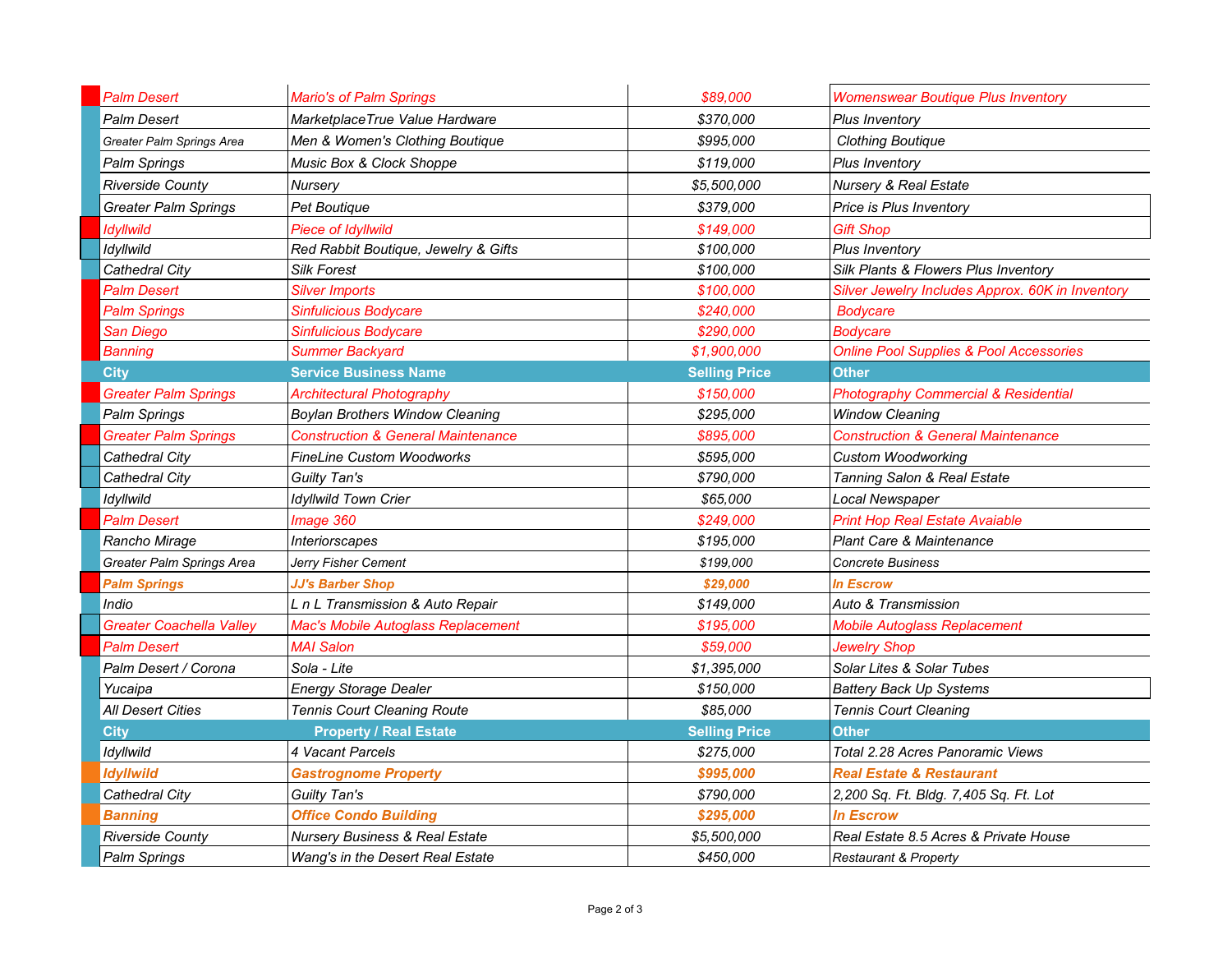| City | Business Name | Selling Price | Other |
|---|---|---|---|
| Palm Desert | Mario's of Palm Springs | $89,000 | Womenswear Boutique Plus Inventory |
| Palm Desert | MarketplaceTrue Value Hardware | $370,000 | Plus Inventory |
| Greater Palm Springs Area | Men & Women's Clothing Boutique | $995,000 | Clothing Boutique |
| Palm Springs | Music Box & Clock Shoppe | $119,000 | Plus Inventory |
| Riverside County | Nursery | $5,500,000 | Nursery & Real Estate |
| Greater Palm Springs | Pet Boutique | $379,000 | Price is Plus Inventory |
| Idyllwild | Piece of Idyllwild | $149,000 | Gift Shop |
| Idyllwild | Red Rabbit Boutique, Jewelry & Gifts | $100,000 | Plus Inventory |
| Cathedral City | Silk Forest | $100,000 | Silk Plants & Flowers Plus Inventory |
| Palm Desert | Silver Imports | $100,000 | Silver Jewelry Includes Approx. 60K in Inventory |
| Palm Springs | Sinfulicious Bodycare | $240,000 | Bodycare |
| San Diego | Sinfulicious Bodycare | $290,000 | Bodycare |
| Banning | Summer Backyard | $1,900,000 | Online Pool Supplies & Pool Accessories |
| **City** | **Service Business Name** | **Selling Price** | **Other** |
| Greater Palm Springs | Architectural Photography | $150,000 | Photography Commercial & Residential |
| Palm Springs | Boylan Brothers Window Cleaning | $295,000 | Window Cleaning |
| Greater Palm Springs | Construction & General Maintenance | $895,000 | Construction & General Maintenance |
| Cathedral City | FineLine Custom Woodworks | $595,000 | Custom Woodworking |
| Cathedral City | Guilty Tan's | $790,000 | Tanning Salon & Real Estate |
| Idyllwild | Idyllwild Town Crier | $65,000 | Local Newspaper |
| Palm Desert | Image 360 | $249,000 | Print Hop Real Estate Avaiable |
| Rancho Mirage | Interiorscapes | $195,000 | Plant Care & Maintenance |
| Greater Palm Springs Area | Jerry Fisher Cement | $199,000 | Concrete Business |
| **Palm Springs** | **JJ's Barber Shop** | **$29,000** | **In Escrow** |
| Indio | L n L Transmission & Auto Repair | $149,000 | Auto & Transmission |
| Greater Coachella Valley | Mac's Mobile Autoglass Replacement | $195,000 | Mobile Autoglass Replacement |
| Palm Desert | MAI Salon | $59,000 | Jewelry Shop |
| Palm Desert / Corona | Sola - Lite | $1,395,000 | Solar Lites & Solar Tubes |
| Yucaipa | Energy Storage Dealer | $150,000 | Battery Back Up Systems |
| All Desert Cities | Tennis Court Cleaning Route | $85,000 | Tennis Court Cleaning |
| **City** | **Property / Real Estate** | **Selling Price** | **Other** |
| Idyllwild | 4 Vacant Parcels | $275,000 | Total 2.28 Acres Panoramic Views |
| **Idyllwild** | **Gastrognome Property** | **$995,000** | **Real Estate & Restaurant** |
| Cathedral City | Guilty Tan's | $790,000 | 2,200 Sq. Ft. Bldg. 7,405 Sq. Ft. Lot |
| **Banning** | **Office Condo Building** | **$295,000** | **In Escrow** |
| Riverside County | Nursery Business & Real Estate | $5,500,000 | Real Estate 8.5 Acres & Private House |
| Palm Springs | Wang's in the Desert Real Estate | $450,000 | Restaurant & Property |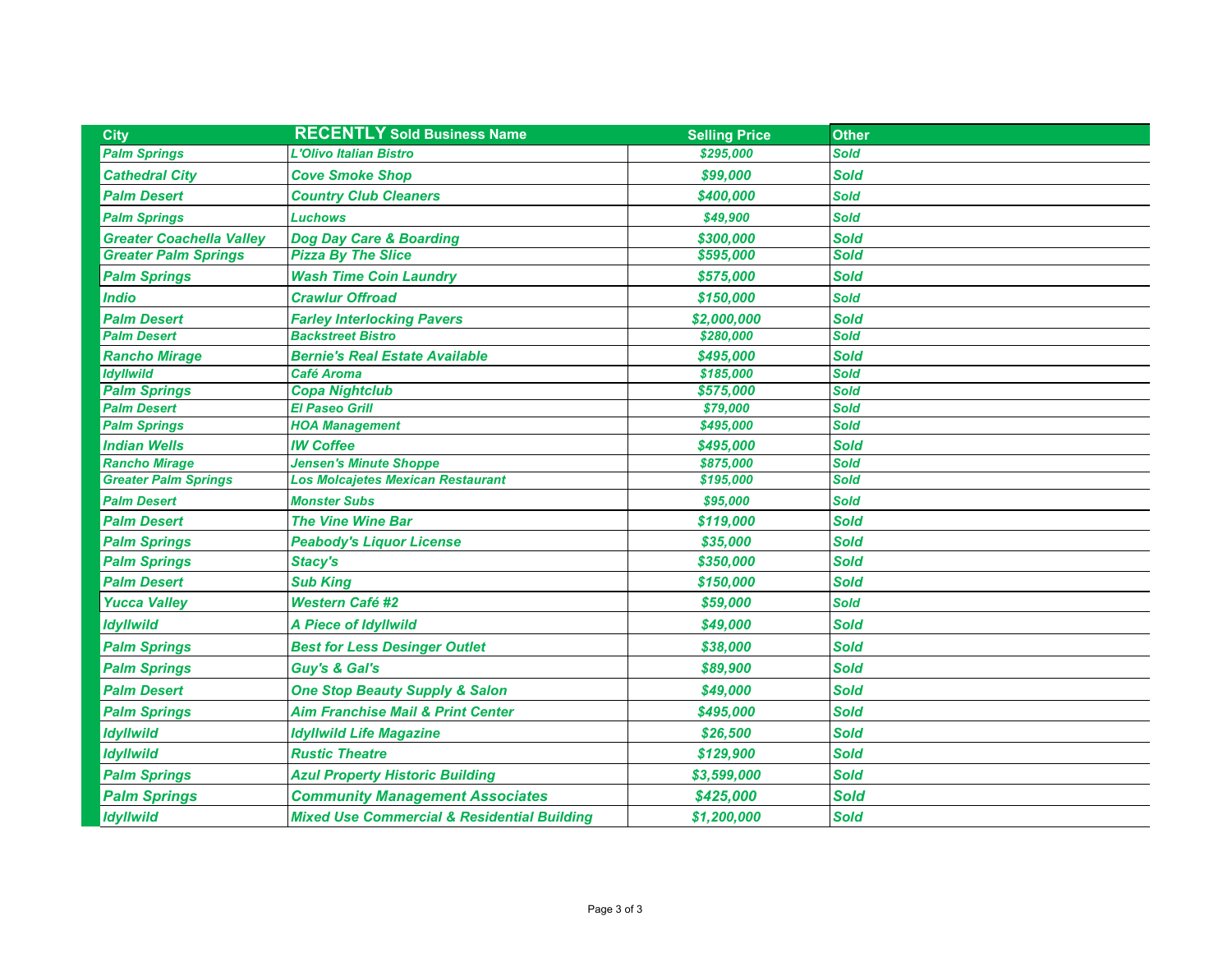| City | **RECENTLY** Sold Business Name | Selling Price | Other |
|---|---|---|---|
| *Palm Springs* | *L'Olivo Italian Bistro* | *$295,000* | *Sold* |
| *Cathedral City* | *Cove Smoke Shop* | *$99,000* | *Sold* |
| *Palm Desert* | *Country Club Cleaners* | *$400,000* | *Sold* |
| *Palm Springs* | *Luchows* | *$49,900* | *Sold* |
| *Greater Coachella Valley* | *Dog Day Care & Boarding* | *$300,000* | *Sold* |
| *Greater Palm Springs* | *Pizza By The Slice* | *$595,000* | *Sold* |
| *Palm Springs* | *Wash Time Coin Laundry* | *$575,000* | *Sold* |
| *Indio* | *Crawlur Offroad* | *$150,000* | *Sold* |
| *Palm Desert* | *Farley Interlocking Pavers* | *$2,000,000* | *Sold* |
| *Palm Desert* | *Backstreet Bistro* | *$280,000* | *Sold* |
| *Rancho Mirage* | *Bernie's Real Estate Available* | *$495,000* | *Sold* |
| *Idyllwild* | *Café Aroma* | *$185,000* | *Sold* |
| *Palm Springs* | *Copa Nightclub* | *$575,000* | *Sold* |
| *Palm Desert* | *El Paseo Grill* | *$79,000* | *Sold* |
| *Palm Springs* | *HOA Management* | *$495,000* | *Sold* |
| *Indian Wells* | *IW Coffee* | *$495,000* | *Sold* |
| *Rancho Mirage* | *Jensen's Minute Shoppe* | *$875,000* | *Sold* |
| *Greater Palm Springs* | *Los Molcajetes Mexican Restaurant* | *$195,000* | *Sold* |
| *Palm Desert* | *Monster Subs* | *$95,000* | *Sold* |
| *Palm Desert* | *The Vine Wine Bar* | *$119,000* | *Sold* |
| *Palm Springs* | *Peabody's Liquor License* | *$35,000* | *Sold* |
| *Palm Springs* | *Stacy's* | *$350,000* | *Sold* |
| *Palm Desert* | *Sub King* | *$150,000* | *Sold* |
| *Yucca Valley* | *Western Café #2* | *$59,000* | *Sold* |
| *Idyllwild* | *A Piece of Idyllwild* | *$49,000* | *Sold* |
| *Palm Springs* | *Best for Less Desinger Outlet* | *$38,000* | *Sold* |
| *Palm Springs* | *Guy's & Gal's* | *$89,900* | *Sold* |
| *Palm Desert* | *One Stop Beauty Supply & Salon* | *$49,000* | *Sold* |
| *Palm Springs* | *Aim Franchise Mail & Print Center* | *$495,000* | *Sold* |
| *Idyllwild* | *Idyllwild Life Magazine* | *$26,500* | *Sold* |
| *Idyllwild* | *Rustic Theatre* | *$129,900* | *Sold* |
| *Palm Springs* | *Azul Property Historic Building* | *$3,599,000* | *Sold* |
| *Palm Springs* | *Community Management Associates* | *$425,000* | *Sold* |
| *Idyllwild* | *Mixed Use Commercial & Residential Building* | *$1,200,000* | *Sold* |